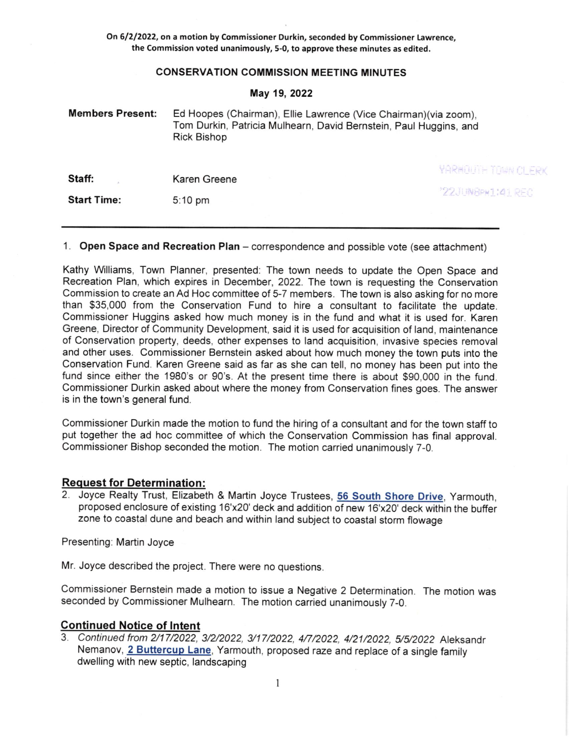**On 6/2/2022, on a motion by Commissioner Durkin, seconded by Commissioner Lawrence, the Commission voted unanimously, 5-0, to approve these minutes as edited.**

# CONSERVATION COMMISSION MEETING MINUTES

## May 19, 2022

**Members Present:** Ed Hoopes (Chairman), Ellie Lawrence (Vice Chairman)(via zoom), Tom Durkin, Patricia Mulhearn, David Bernstein, Paul Huggins, and Rick Bishop

**Staff:** Karen Greene

**Start Time:** 5:10 pm

YARMOUTH TOWN CLERK
'22JUN8PM1:41 REC

---

1. **Open Space and Recreation Plan** – correspondence and possible vote (see attachment)

Kathy Williams, Town Planner, presented: The town needs to update the Open Space and Recreation Plan, which expires in December, 2022. The town is requesting the Conservation Commission to create an Ad Hoc committee of 5-7 members. The town is also asking for no more than $35,000 from the Conservation Fund to hire a consultant to facilitate the update. Commissioner Huggins asked how much money is in the fund and what it is used for. Karen Greene, Director of Community Development, said it is used for acquisition of land, maintenance of Conservation property, deeds, other expenses to land acquisition, invasive species removal and other uses. Commissioner Bernstein asked about how much money the town puts into the Conservation Fund. Karen Greene said as far as she can tell, no money has been put into the fund since either the 1980's or 90's. At the present time there is about $90,000 in the fund. Commissioner Durkin asked about where the money from Conservation fines goes. The answer is in the town's general fund.

Commissioner Durkin made the motion to fund the hiring of a consultant and for the town staff to put together the ad hoc committee of which the Conservation Commission has final approval. Commissioner Bishop seconded the motion. The motion carried unanimously 7-0.

### Request for Determination:

2. Joyce Realty Trust, Elizabeth & Martin Joyce Trustees, **56 South Shore Drive**, Yarmouth, proposed enclosure of existing 16'x20' deck and addition of new 16'x20' deck within the buffer zone to coastal dune and beach and within land subject to coastal storm flowage

Presenting: Martin Joyce

Mr. Joyce described the project. There were no questions.

Commissioner Bernstein made a motion to issue a Negative 2 Determination. The motion was seconded by Commissioner Mulhearn. The motion carried unanimously 7-0.

### Continued Notice of Intent

3. *Continued from 2/17/2022, 3/2/2022, 3/17/2022, 4/7/2022, 4/21/2022, 5/5/2022* Aleksandr Nemanov, **2 Buttercup Lane**, Yarmouth, proposed raze and replace of a single family dwelling with new septic, landscaping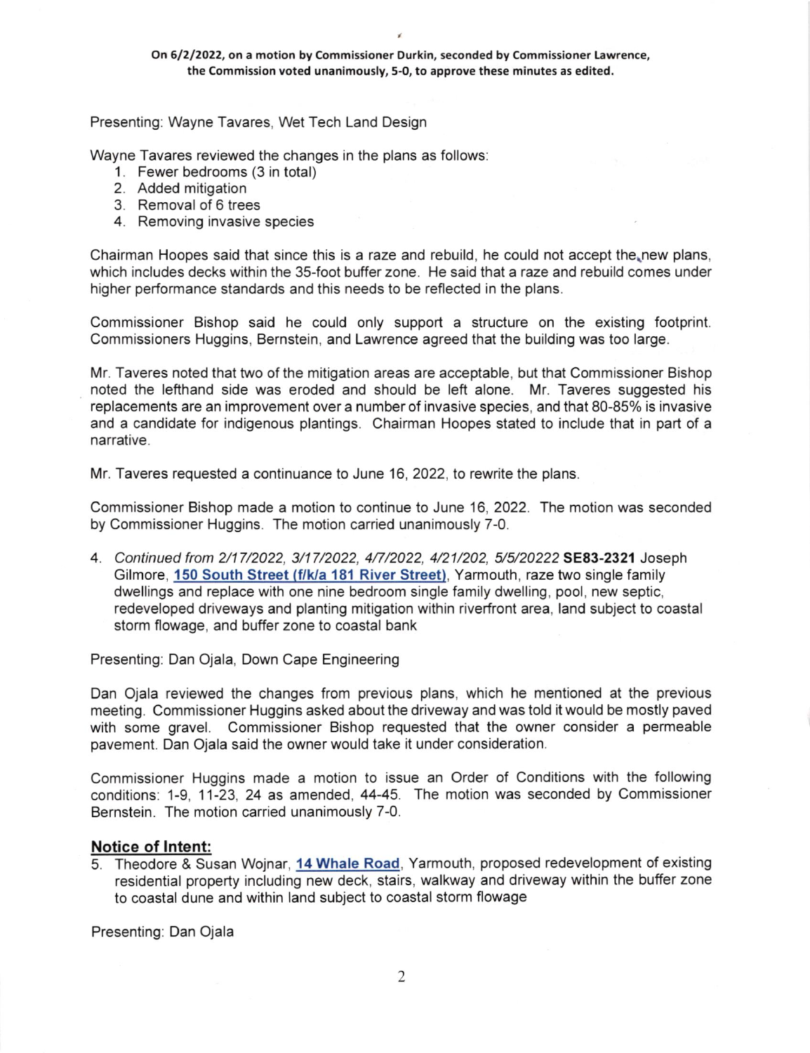**On 6/2/2022, on a motion by Commissioner Durkin, seconded by Commissioner Lawrence, the Commission voted unanimously, 5-0, to approve these minutes as edited.**

Presenting: Wayne Tavares, Wet Tech Land Design

Wayne Tavares reviewed the changes in the plans as follows:

1. Fewer bedrooms (3 in total)
2. Added mitigation
3. Removal of 6 trees
4. Removing invasive species

Chairman Hoopes said that since this is a raze and rebuild, he could not accept the new plans, which includes decks within the 35-foot buffer zone. He said that a raze and rebuild comes under higher performance standards and this needs to be reflected in the plans.

Commissioner Bishop said he could only support a structure on the existing footprint. Commissioners Huggins, Bernstein, and Lawrence agreed that the building was too large.

Mr. Taveres noted that two of the mitigation areas are acceptable, but that Commissioner Bishop noted the lefthand side was eroded and should be left alone. Mr. Taveres suggested his replacements are an improvement over a number of invasive species, and that 80-85% is invasive and a candidate for indigenous plantings. Chairman Hoopes stated to include that in part of a narrative.

Mr. Taveres requested a continuance to June 16, 2022, to rewrite the plans.

Commissioner Bishop made a motion to continue to June 16, 2022. The motion was seconded by Commissioner Huggins. The motion carried unanimously 7-0.

4. *Continued from 2/17/2022, 3/17/2022, 4/7/2022, 4/21/202, 5/5/20222* **SE83-2321** Joseph Gilmore, **150 South Street (f/k/a 181 River Street)**, Yarmouth, raze two single family dwellings and replace with one nine bedroom single family dwelling, pool, new septic, redeveloped driveways and planting mitigation within riverfront area, land subject to coastal storm flowage, and buffer zone to coastal bank

Presenting: Dan Ojala, Down Cape Engineering

Dan Ojala reviewed the changes from previous plans, which he mentioned at the previous meeting. Commissioner Huggins asked about the driveway and was told it would be mostly paved with some gravel. Commissioner Bishop requested that the owner consider a permeable pavement. Dan Ojala said the owner would take it under consideration.

Commissioner Huggins made a motion to issue an Order of Conditions with the following conditions: 1-9, 11-23, 24 as amended, 44-45. The motion was seconded by Commissioner Bernstein. The motion carried unanimously 7-0.

## Notice of Intent:

5. Theodore & Susan Wojnar, **14 Whale Road**, Yarmouth, proposed redevelopment of existing residential property including new deck, stairs, walkway and driveway within the buffer zone to coastal dune and within land subject to coastal storm flowage

Presenting: Dan Ojala